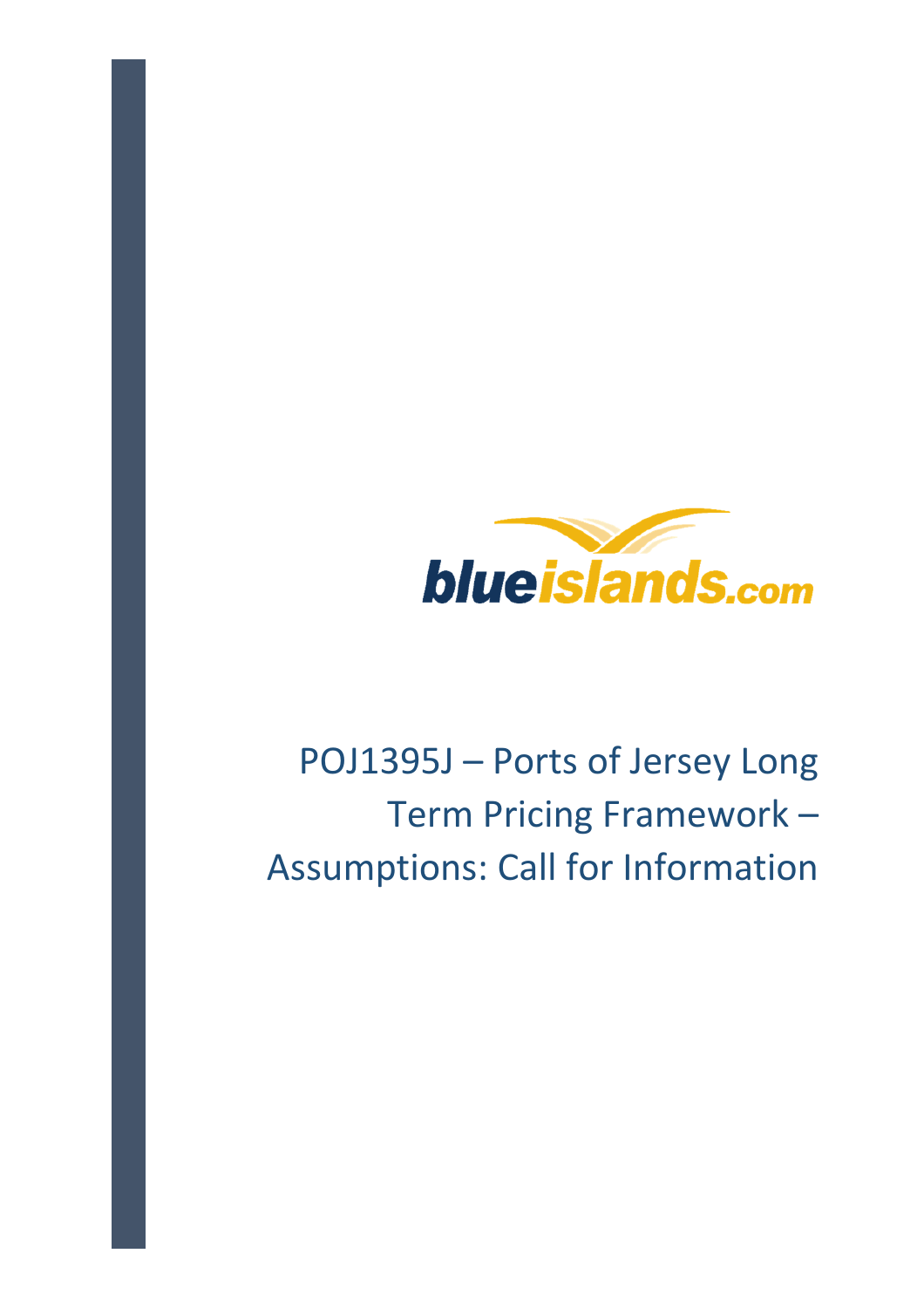blueislands.com

# POJ1395J – Ports of Jersey Long Term Pricing Framework – Assumptions: Call for Information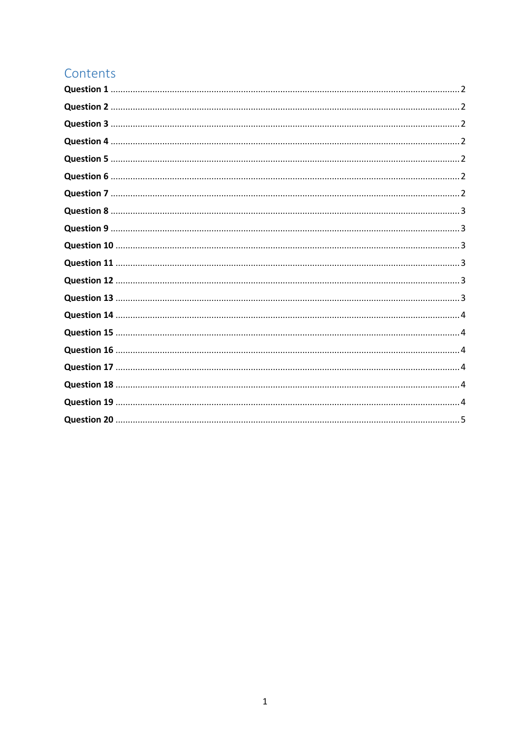# Contents

**Question 1** .......... 2

**Question 2** .......... 2

**Question 3** .......... 2

**Question 4** .......... 2

**Question 5** .......... 2

**Question 6** .......... 2

**Question 7** .......... 2

**Question 8** .......... 3

**Question 9** .......... 3

**Question 10** .......... 3

**Question 11** .......... 3

**Question 12** .......... 3

**Question 13** .......... 3

**Question 14** .......... 4

**Question 15** .......... 4

**Question 16** .......... 4

**Question 17** .......... 4

**Question 18** .......... 4

**Question 19** .......... 4

**Question 20** .......... 5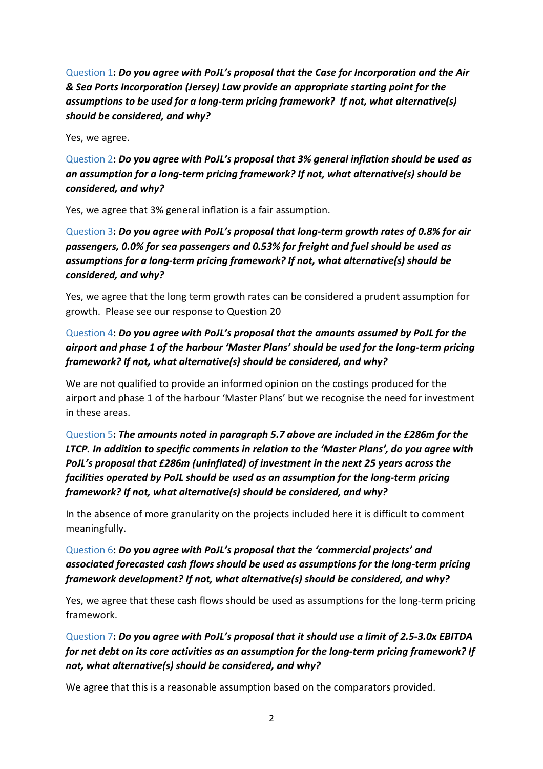Question 1**:** ***Do you agree with PoJL's proposal that the Case for Incorporation and the Air & Sea Ports Incorporation (Jersey) Law provide an appropriate starting point for the assumptions to be used for a long-term pricing framework? If not, what alternative(s) should be considered, and why?***

Yes, we agree.

Question 2**:** ***Do you agree with PoJL's proposal that 3% general inflation should be used as an assumption for a long-term pricing framework? If not, what alternative(s) should be considered, and why?***

Yes, we agree that 3% general inflation is a fair assumption.

Question 3**:** ***Do you agree with PoJL's proposal that long-term growth rates of 0.8% for air passengers, 0.0% for sea passengers and 0.53% for freight and fuel should be used as assumptions for a long-term pricing framework? If not, what alternative(s) should be considered, and why?***

Yes, we agree that the long term growth rates can be considered a prudent assumption for growth. Please see our response to Question 20

Question 4**:** ***Do you agree with PoJL's proposal that the amounts assumed by PoJL for the airport and phase 1 of the harbour 'Master Plans' should be used for the long-term pricing framework? If not, what alternative(s) should be considered, and why?***

We are not qualified to provide an informed opinion on the costings produced for the airport and phase 1 of the harbour 'Master Plans' but we recognise the need for investment in these areas.

Question 5**:** ***The amounts noted in paragraph 5.7 above are included in the £286m for the LTCP. In addition to specific comments in relation to the 'Master Plans', do you agree with PoJL's proposal that £286m (uninflated) of investment in the next 25 years across the facilities operated by PoJL should be used as an assumption for the long-term pricing framework? If not, what alternative(s) should be considered, and why?***

In the absence of more granularity on the projects included here it is difficult to comment meaningfully.

Question 6**:** ***Do you agree with PoJL's proposal that the 'commercial projects' and associated forecasted cash flows should be used as assumptions for the long-term pricing framework development? If not, what alternative(s) should be considered, and why?***

Yes, we agree that these cash flows should be used as assumptions for the long-term pricing framework.

Question 7**:** ***Do you agree with PoJL's proposal that it should use a limit of 2.5-3.0x EBITDA for net debt on its core activities as an assumption for the long-term pricing framework? If not, what alternative(s) should be considered, and why?***

We agree that this is a reasonable assumption based on the comparators provided.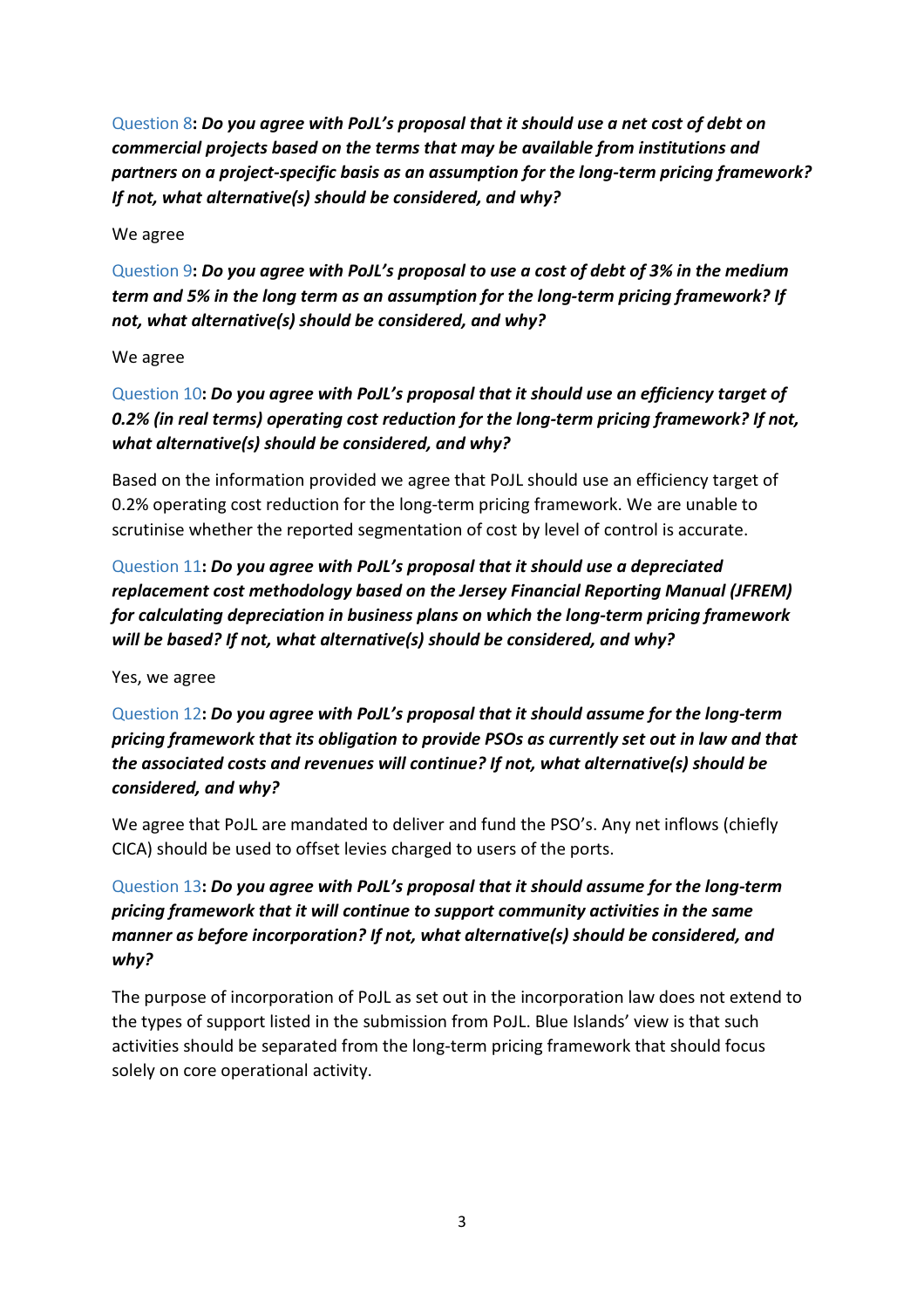Question 8: ***Do you agree with PoJL's proposal that it should use a net cost of debt on commercial projects based on the terms that may be available from institutions and partners on a project-specific basis as an assumption for the long-term pricing framework? If not, what alternative(s) should be considered, and why?***

We agree

Question 9: ***Do you agree with PoJL's proposal to use a cost of debt of 3% in the medium term and 5% in the long term as an assumption for the long-term pricing framework? If not, what alternative(s) should be considered, and why?***

We agree

Question 10: ***Do you agree with PoJL's proposal that it should use an efficiency target of 0.2% (in real terms) operating cost reduction for the long-term pricing framework? If not, what alternative(s) should be considered, and why?***

Based on the information provided we agree that PoJL should use an efficiency target of 0.2% operating cost reduction for the long-term pricing framework. We are unable to scrutinise whether the reported segmentation of cost by level of control is accurate.

Question 11: ***Do you agree with PoJL's proposal that it should use a depreciated replacement cost methodology based on the Jersey Financial Reporting Manual (JFREM) for calculating depreciation in business plans on which the long-term pricing framework will be based? If not, what alternative(s) should be considered, and why?***

Yes, we agree

Question 12: ***Do you agree with PoJL's proposal that it should assume for the long-term pricing framework that its obligation to provide PSOs as currently set out in law and that the associated costs and revenues will continue? If not, what alternative(s) should be considered, and why?***

We agree that PoJL are mandated to deliver and fund the PSO's. Any net inflows (chiefly CICA) should be used to offset levies charged to users of the ports.

Question 13: ***Do you agree with PoJL's proposal that it should assume for the long-term pricing framework that it will continue to support community activities in the same manner as before incorporation? If not, what alternative(s) should be considered, and why?***

The purpose of incorporation of PoJL as set out in the incorporation law does not extend to the types of support listed in the submission from PoJL. Blue Islands' view is that such activities should be separated from the long-term pricing framework that should focus solely on core operational activity.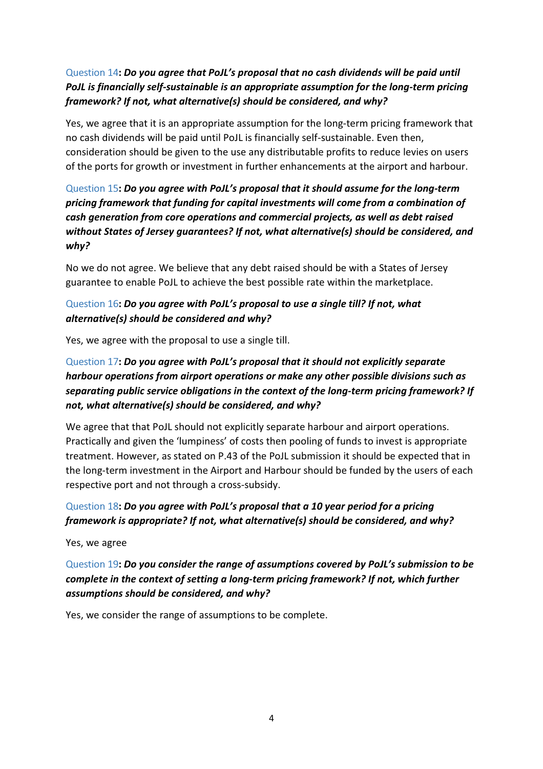Question 14: ***Do you agree that PoJL's proposal that no cash dividends will be paid until PoJL is financially self-sustainable is an appropriate assumption for the long-term pricing framework? If not, what alternative(s) should be considered, and why?***

Yes, we agree that it is an appropriate assumption for the long-term pricing framework that no cash dividends will be paid until PoJL is financially self-sustainable. Even then, consideration should be given to the use any distributable profits to reduce levies on users of the ports for growth or investment in further enhancements at the airport and harbour.

Question 15: ***Do you agree with PoJL's proposal that it should assume for the long-term pricing framework that funding for capital investments will come from a combination of cash generation from core operations and commercial projects, as well as debt raised without States of Jersey guarantees? If not, what alternative(s) should be considered, and why?***

No we do not agree. We believe that any debt raised should be with a States of Jersey guarantee to enable PoJL to achieve the best possible rate within the marketplace.

Question 16: ***Do you agree with PoJL's proposal to use a single till? If not, what alternative(s) should be considered and why?***

Yes, we agree with the proposal to use a single till.

Question 17: ***Do you agree with PoJL's proposal that it should not explicitly separate harbour operations from airport operations or make any other possible divisions such as separating public service obligations in the context of the long-term pricing framework? If not, what alternative(s) should be considered, and why?***

We agree that that PoJL should not explicitly separate harbour and airport operations. Practically and given the 'lumpiness' of costs then pooling of funds to invest is appropriate treatment. However, as stated on P.43 of the PoJL submission it should be expected that in the long-term investment in the Airport and Harbour should be funded by the users of each respective port and not through a cross-subsidy.

Question 18: ***Do you agree with PoJL's proposal that a 10 year period for a pricing framework is appropriate? If not, what alternative(s) should be considered, and why?***

Yes, we agree

Question 19: ***Do you consider the range of assumptions covered by PoJL's submission to be complete in the context of setting a long-term pricing framework? If not, which further assumptions should be considered, and why?***

Yes, we consider the range of assumptions to be complete.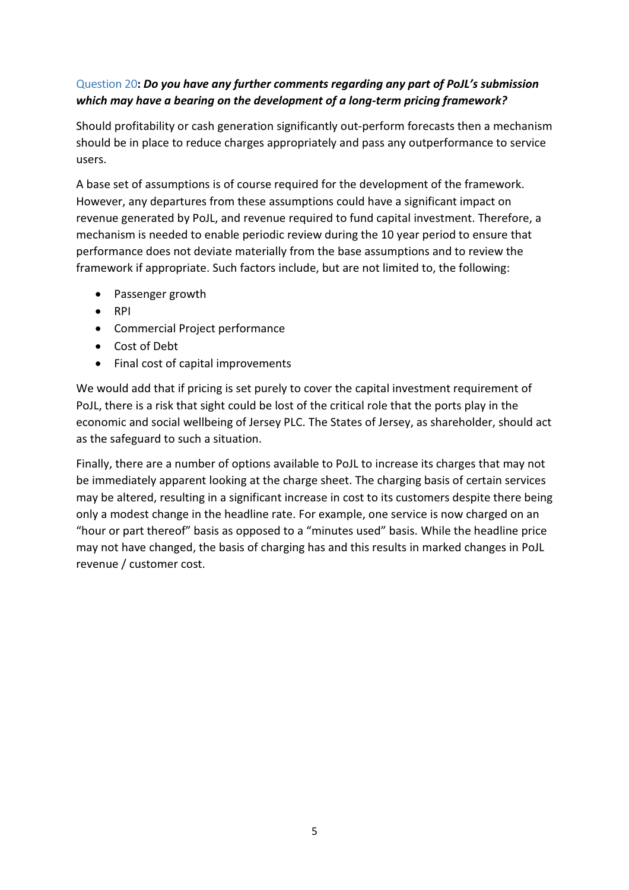Question 20**: *Do you have any further comments regarding any part of PoJL's submission which may have a bearing on the development of a long-term pricing framework?***

Should profitability or cash generation significantly out-perform forecasts then a mechanism should be in place to reduce charges appropriately and pass any outperformance to service users.

A base set of assumptions is of course required for the development of the framework. However, any departures from these assumptions could have a significant impact on revenue generated by PoJL, and revenue required to fund capital investment. Therefore, a mechanism is needed to enable periodic review during the 10 year period to ensure that performance does not deviate materially from the base assumptions and to review the framework if appropriate. Such factors include, but are not limited to, the following:

- Passenger growth
- RPI
- Commercial Project performance
- Cost of Debt
- Final cost of capital improvements

We would add that if pricing is set purely to cover the capital investment requirement of PoJL, there is a risk that sight could be lost of the critical role that the ports play in the economic and social wellbeing of Jersey PLC. The States of Jersey, as shareholder, should act as the safeguard to such a situation.

Finally, there are a number of options available to PoJL to increase its charges that may not be immediately apparent looking at the charge sheet. The charging basis of certain services may be altered, resulting in a significant increase in cost to its customers despite there being only a modest change in the headline rate. For example, one service is now charged on an "hour or part thereof" basis as opposed to a "minutes used" basis. While the headline price may not have changed, the basis of charging has and this results in marked changes in PoJL revenue / customer cost.